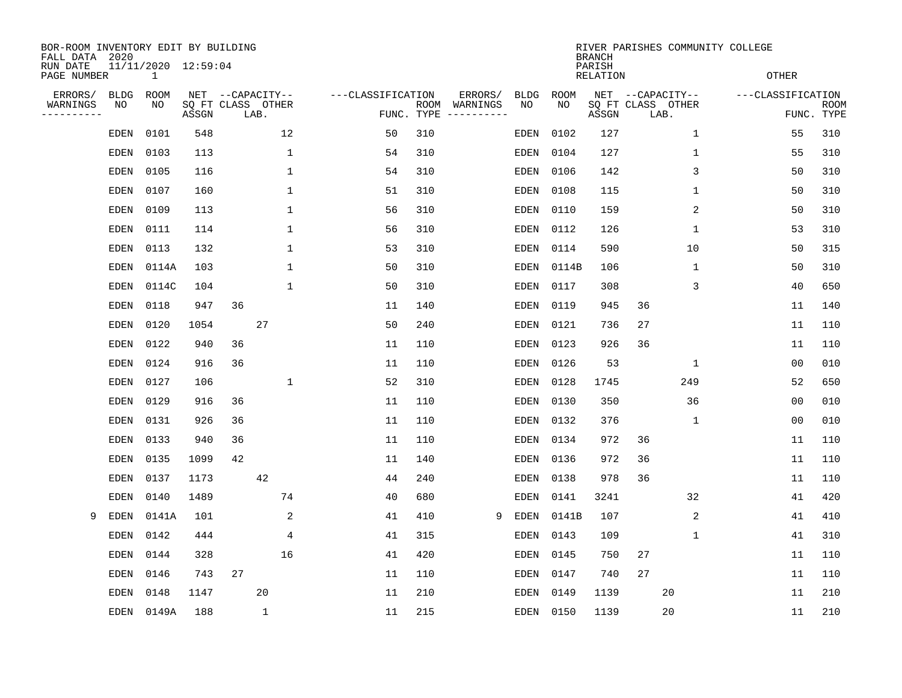BOR-ROOM INVENTORY EDIT BY BUILDING
FALL DATA 2020
RUN DATE 11/11/2020 12:59:04
PAGE NUMBER 1

RIVER PARISHES COMMUNITY COLLEGE
BRANCH
PARISH
RELATION
OTHER

| ERRORS/ WARNINGS | BLDG NO | ROOM NO | NET SQ FT ASSGN | CAPACITY CLASS | CAPACITY LAB. | CAPACITY OTHER | CLASSIFICATION FUNC. | ROOM TYPE | ERRORS/ WARNINGS | BLDG NO | ROOM NO | NET SQ FT ASSGN | CAPACITY CLASS | CAPACITY LAB. | CAPACITY OTHER | CLASSIFICATION FUNC. | ROOM TYPE |
|---|---|---|---|---|---|---|---|---|---|---|---|---|---|---|---|---|---|
| | EDEN | 0101 | 548 | | | 12 | 50 | 310 | | EDEN | 0102 | 127 | | | 1 | 55 | 310 |
| | EDEN | 0103 | 113 | | | 1 | 54 | 310 | | EDEN | 0104 | 127 | | | 1 | 55 | 310 |
| | EDEN | 0105 | 116 | | | 1 | 54 | 310 | | EDEN | 0106 | 142 | | | 3 | 50 | 310 |
| | EDEN | 0107 | 160 | | | 1 | 51 | 310 | | EDEN | 0108 | 115 | | | 1 | 50 | 310 |
| | EDEN | 0109 | 113 | | | 1 | 56 | 310 | | EDEN | 0110 | 159 | | | 2 | 50 | 310 |
| | EDEN | 0111 | 114 | | | 1 | 56 | 310 | | EDEN | 0112 | 126 | | | 1 | 53 | 310 |
| | EDEN | 0113 | 132 | | | 1 | 53 | 310 | | EDEN | 0114 | 590 | | | 10 | 50 | 315 |
| | EDEN | 0114A | 103 | | | 1 | 50 | 310 | | EDEN | 0114B | 106 | | | 1 | 50 | 310 |
| | EDEN | 0114C | 104 | | | 1 | 50 | 310 | | EDEN | 0117 | 308 | | | 3 | 40 | 650 |
| | EDEN | 0118 | 947 | 36 | | | 11 | 140 | | EDEN | 0119 | 945 | 36 | | | 11 | 140 |
| | EDEN | 0120 | 1054 | | 27 | | 50 | 240 | | EDEN | 0121 | 736 | 27 | | | 11 | 110 |
| | EDEN | 0122 | 940 | 36 | | | 11 | 110 | | EDEN | 0123 | 926 | 36 | | | 11 | 110 |
| | EDEN | 0124 | 916 | 36 | | | 11 | 110 | | EDEN | 0126 | 53 | | | 1 | 00 | 010 |
| | EDEN | 0127 | 106 | | | 1 | 52 | 310 | | EDEN | 0128 | 1745 | | | 249 | 52 | 650 |
| | EDEN | 0129 | 916 | 36 | | | 11 | 110 | | EDEN | 0130 | 350 | | | 36 | 00 | 010 |
| | EDEN | 0131 | 926 | 36 | | | 11 | 110 | | EDEN | 0132 | 376 | | | 1 | 00 | 010 |
| | EDEN | 0133 | 940 | 36 | | | 11 | 110 | | EDEN | 0134 | 972 | 36 | | | 11 | 110 |
| | EDEN | 0135 | 1099 | 42 | | | 11 | 140 | | EDEN | 0136 | 972 | 36 | | | 11 | 110 |
| | EDEN | 0137 | 1173 | | 42 | | 44 | 240 | | EDEN | 0138 | 978 | 36 | | | 11 | 110 |
| | EDEN | 0140 | 1489 | | | 74 | 40 | 680 | | EDEN | 0141 | 3241 | | | 32 | 41 | 420 |
| 9 | EDEN | 0141A | 101 | | | 2 | 41 | 410 | 9 | EDEN | 0141B | 107 | | | 2 | 41 | 410 |
| | EDEN | 0142 | 444 | | | 4 | 41 | 315 | | EDEN | 0143 | 109 | | | 1 | 41 | 310 |
| | EDEN | 0144 | 328 | | | 16 | 41 | 420 | | EDEN | 0145 | 750 | 27 | | | 11 | 110 |
| | EDEN | 0146 | 743 | 27 | | | 11 | 110 | | EDEN | 0147 | 740 | 27 | | | 11 | 110 |
| | EDEN | 0148 | 1147 | | 20 | | 11 | 210 | | EDEN | 0149 | 1139 | | 20 | | 11 | 210 |
| | EDEN | 0149A | 188 | | 1 | | 11 | 215 | | EDEN | 0150 | 1139 | | 20 | | 11 | 210 |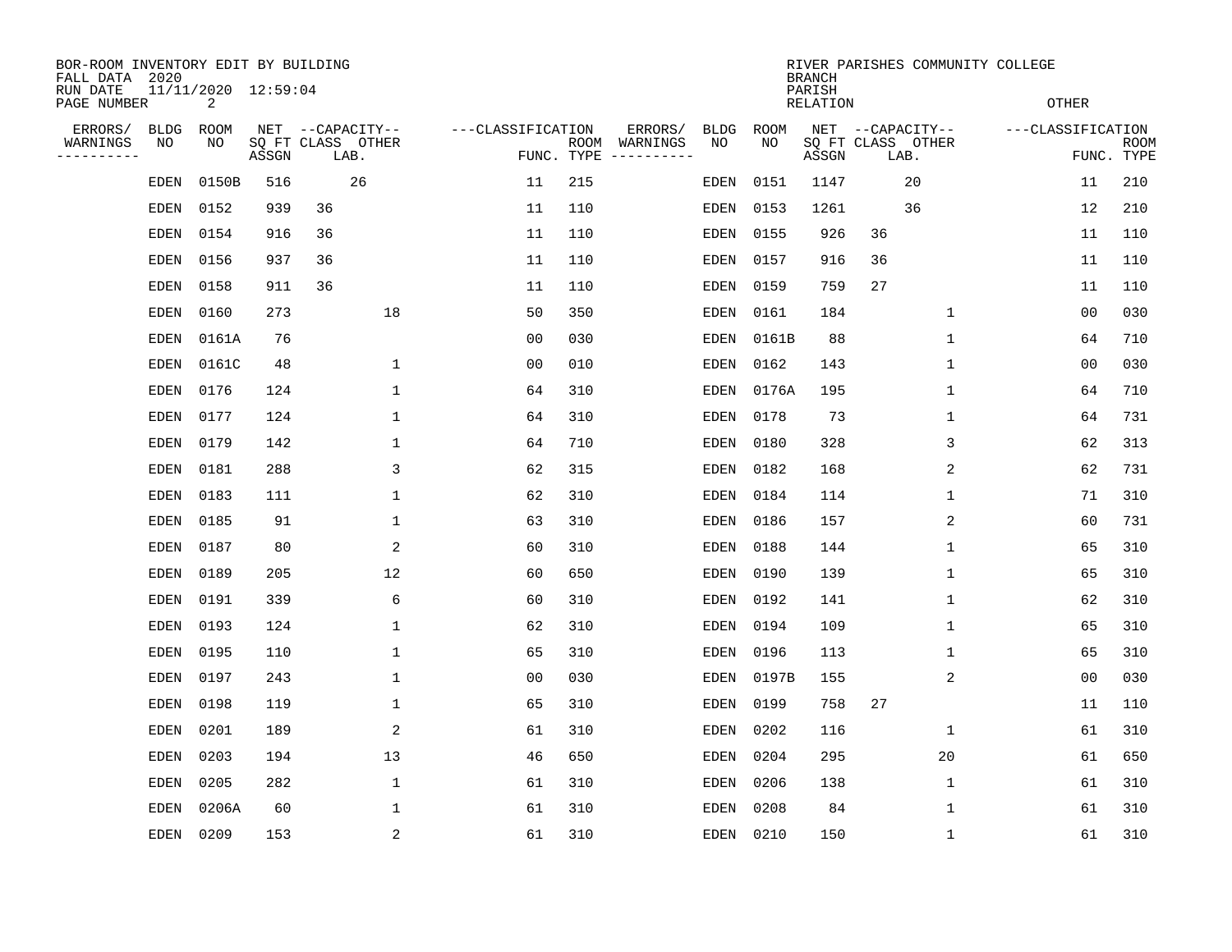BOR-ROOM INVENTORY EDIT BY BUILDING
FALL DATA 2020
RUN DATE 11/11/2020 12:59:04

RIVER PARISHES COMMUNITY COLLEGE
BRANCH
PARISH
RELATION
OTHER

| ERRORS/ WARNINGS | BLDG NO | ROOM NO | NET SQ FT ASSGN | CAPACITY CLASS | CAPACITY LAB. | CAPACITY OTHER | CLASSIFICATION FUNC. | ROOM TYPE | ERRORS/ WARNINGS | BLDG NO | ROOM NO | NET SQ FT ASSGN | CAPACITY CLASS | CAPACITY LAB. | CAPACITY OTHER | CLASSIFICATION FUNC. | ROOM TYPE |
|---|---|---|---|---|---|---|---|---|---|---|---|---|---|---|---|---|---|
| | EDEN | 0150B | 516 | | 26 | | 11 | 215 | | EDEN | 0151 | 1147 | | 20 | | 11 | 210 |
| | EDEN | 0152 | 939 | 36 | | | 11 | 110 | | EDEN | 0153 | 1261 | | 36 | | 12 | 210 |
| | EDEN | 0154 | 916 | 36 | | | 11 | 110 | | EDEN | 0155 | 926 | 36 | | | 11 | 110 |
| | EDEN | 0156 | 937 | 36 | | | 11 | 110 | | EDEN | 0157 | 916 | 36 | | | 11 | 110 |
| | EDEN | 0158 | 911 | 36 | | | 11 | 110 | | EDEN | 0159 | 759 | 27 | | | 11 | 110 |
| | EDEN | 0160 | 273 | | | 18 | 50 | 350 | | EDEN | 0161 | 184 | | | 1 | 00 | 030 |
| | EDEN | 0161A | 76 | | | | 00 | 030 | | EDEN | 0161B | 88 | | | 1 | 64 | 710 |
| | EDEN | 0161C | 48 | | | 1 | 00 | 010 | | EDEN | 0162 | 143 | | | 1 | 00 | 030 |
| | EDEN | 0176 | 124 | | | 1 | 64 | 310 | | EDEN | 0176A | 195 | | | 1 | 64 | 710 |
| | EDEN | 0177 | 124 | | | 1 | 64 | 310 | | EDEN | 0178 | 73 | | | 1 | 64 | 731 |
| | EDEN | 0179 | 142 | | | 1 | 64 | 710 | | EDEN | 0180 | 328 | | | 3 | 62 | 313 |
| | EDEN | 0181 | 288 | | | 3 | 62 | 315 | | EDEN | 0182 | 168 | | | 2 | 62 | 731 |
| | EDEN | 0183 | 111 | | | 1 | 62 | 310 | | EDEN | 0184 | 114 | | | 1 | 71 | 310 |
| | EDEN | 0185 | 91 | | | 1 | 63 | 310 | | EDEN | 0186 | 157 | | | 2 | 60 | 731 |
| | EDEN | 0187 | 80 | | | 2 | 60 | 310 | | EDEN | 0188 | 144 | | | 1 | 65 | 310 |
| | EDEN | 0189 | 205 | | | 12 | 60 | 650 | | EDEN | 0190 | 139 | | | 1 | 65 | 310 |
| | EDEN | 0191 | 339 | | | 6 | 60 | 310 | | EDEN | 0192 | 141 | | | 1 | 62 | 310 |
| | EDEN | 0193 | 124 | | | 1 | 62 | 310 | | EDEN | 0194 | 109 | | | 1 | 65 | 310 |
| | EDEN | 0195 | 110 | | | 1 | 65 | 310 | | EDEN | 0196 | 113 | | | 1 | 65 | 310 |
| | EDEN | 0197 | 243 | | | 1 | 00 | 030 | | EDEN | 0197B | 155 | | | 2 | 00 | 030 |
| | EDEN | 0198 | 119 | | | 1 | 65 | 310 | | EDEN | 0199 | 758 | 27 | | | 11 | 110 |
| | EDEN | 0201 | 189 | | | 2 | 61 | 310 | | EDEN | 0202 | 116 | | | 1 | 61 | 310 |
| | EDEN | 0203 | 194 | | | 13 | 46 | 650 | | EDEN | 0204 | 295 | | | 20 | 61 | 650 |
| | EDEN | 0205 | 282 | | | 1 | 61 | 310 | | EDEN | 0206 | 138 | | | 1 | 61 | 310 |
| | EDEN | 0206A | 60 | | | 1 | 61 | 310 | | EDEN | 0208 | 84 | | | 1 | 61 | 310 |
| | EDEN | 0209 | 153 | | | 2 | 61 | 310 | | EDEN | 0210 | 150 | | | 1 | 61 | 310 |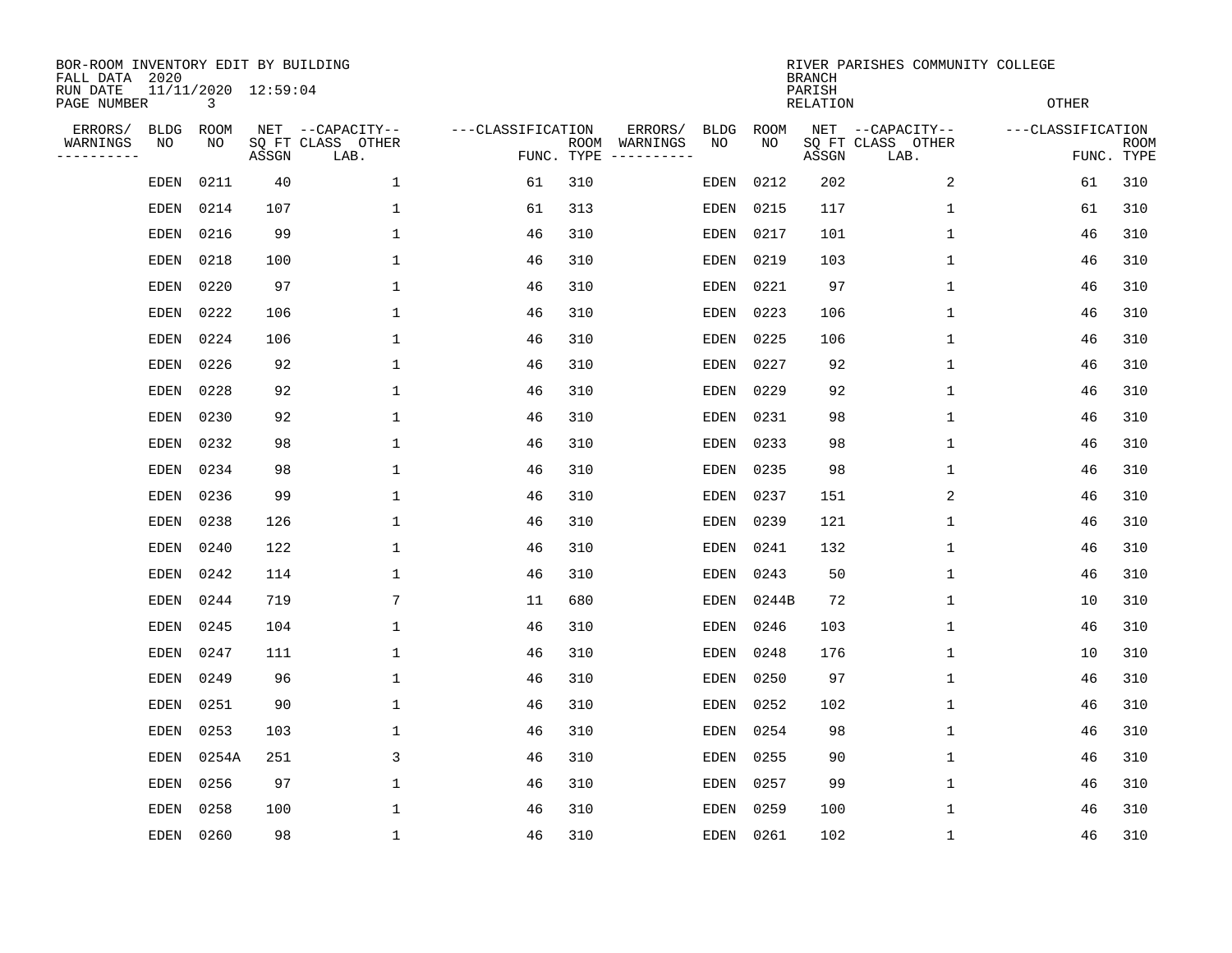BOR-ROOM INVENTORY EDIT BY BUILDING
FALL DATA 2020
RUN DATE 11/11/2020 12:59:04
PAGE NUMBER 3

RIVER PARISHES COMMUNITY COLLEGE
BRANCH
PARISH
RELATION
OTHER

| ERRORS/ WARNINGS | BLDG NO | ROOM NO | NET SQ FT ASSGN | CAPACITY CLASS | CAPACITY OTHER LAB. | CLASSIFICATION FUNC. | ROOM TYPE | ERRORS/ WARNINGS | BLDG NO | ROOM NO | NET SQ FT ASSGN | CAPACITY CLASS | CAPACITY OTHER LAB. | CLASSIFICATION FUNC. | ROOM TYPE |
|---|---|---|---|---|---|---|---|---|---|---|---|---|---|---|---|
| | EDEN | 0211 | 40 | | 1 | 61 | 310 | | EDEN | 0212 | 202 | | 2 | 61 | 310 |
| | EDEN | 0214 | 107 | | 1 | 61 | 313 | | EDEN | 0215 | 117 | | 1 | 61 | 310 |
| | EDEN | 0216 | 99 | | 1 | 46 | 310 | | EDEN | 0217 | 101 | | 1 | 46 | 310 |
| | EDEN | 0218 | 100 | | 1 | 46 | 310 | | EDEN | 0219 | 103 | | 1 | 46 | 310 |
| | EDEN | 0220 | 97 | | 1 | 46 | 310 | | EDEN | 0221 | 97 | | 1 | 46 | 310 |
| | EDEN | 0222 | 106 | | 1 | 46 | 310 | | EDEN | 0223 | 106 | | 1 | 46 | 310 |
| | EDEN | 0224 | 106 | | 1 | 46 | 310 | | EDEN | 0225 | 106 | | 1 | 46 | 310 |
| | EDEN | 0226 | 92 | | 1 | 46 | 310 | | EDEN | 0227 | 92 | | 1 | 46 | 310 |
| | EDEN | 0228 | 92 | | 1 | 46 | 310 | | EDEN | 0229 | 92 | | 1 | 46 | 310 |
| | EDEN | 0230 | 92 | | 1 | 46 | 310 | | EDEN | 0231 | 98 | | 1 | 46 | 310 |
| | EDEN | 0232 | 98 | | 1 | 46 | 310 | | EDEN | 0233 | 98 | | 1 | 46 | 310 |
| | EDEN | 0234 | 98 | | 1 | 46 | 310 | | EDEN | 0235 | 98 | | 1 | 46 | 310 |
| | EDEN | 0236 | 99 | | 1 | 46 | 310 | | EDEN | 0237 | 151 | | 2 | 46 | 310 |
| | EDEN | 0238 | 126 | | 1 | 46 | 310 | | EDEN | 0239 | 121 | | 1 | 46 | 310 |
| | EDEN | 0240 | 122 | | 1 | 46 | 310 | | EDEN | 0241 | 132 | | 1 | 46 | 310 |
| | EDEN | 0242 | 114 | | 1 | 46 | 310 | | EDEN | 0243 | 50 | | 1 | 46 | 310 |
| | EDEN | 0244 | 719 | | 7 | 11 | 680 | | EDEN | 0244B | 72 | | 1 | 10 | 310 |
| | EDEN | 0245 | 104 | | 1 | 46 | 310 | | EDEN | 0246 | 103 | | 1 | 46 | 310 |
| | EDEN | 0247 | 111 | | 1 | 46 | 310 | | EDEN | 0248 | 176 | | 1 | 10 | 310 |
| | EDEN | 0249 | 96 | | 1 | 46 | 310 | | EDEN | 0250 | 97 | | 1 | 46 | 310 |
| | EDEN | 0251 | 90 | | 1 | 46 | 310 | | EDEN | 0252 | 102 | | 1 | 46 | 310 |
| | EDEN | 0253 | 103 | | 1 | 46 | 310 | | EDEN | 0254 | 98 | | 1 | 46 | 310 |
| | EDEN | 0254A | 251 | | 3 | 46 | 310 | | EDEN | 0255 | 90 | | 1 | 46 | 310 |
| | EDEN | 0256 | 97 | | 1 | 46 | 310 | | EDEN | 0257 | 99 | | 1 | 46 | 310 |
| | EDEN | 0258 | 100 | | 1 | 46 | 310 | | EDEN | 0259 | 100 | | 1 | 46 | 310 |
| | EDEN | 0260 | 98 | | 1 | 46 | 310 | | EDEN | 0261 | 102 | | 1 | 46 | 310 |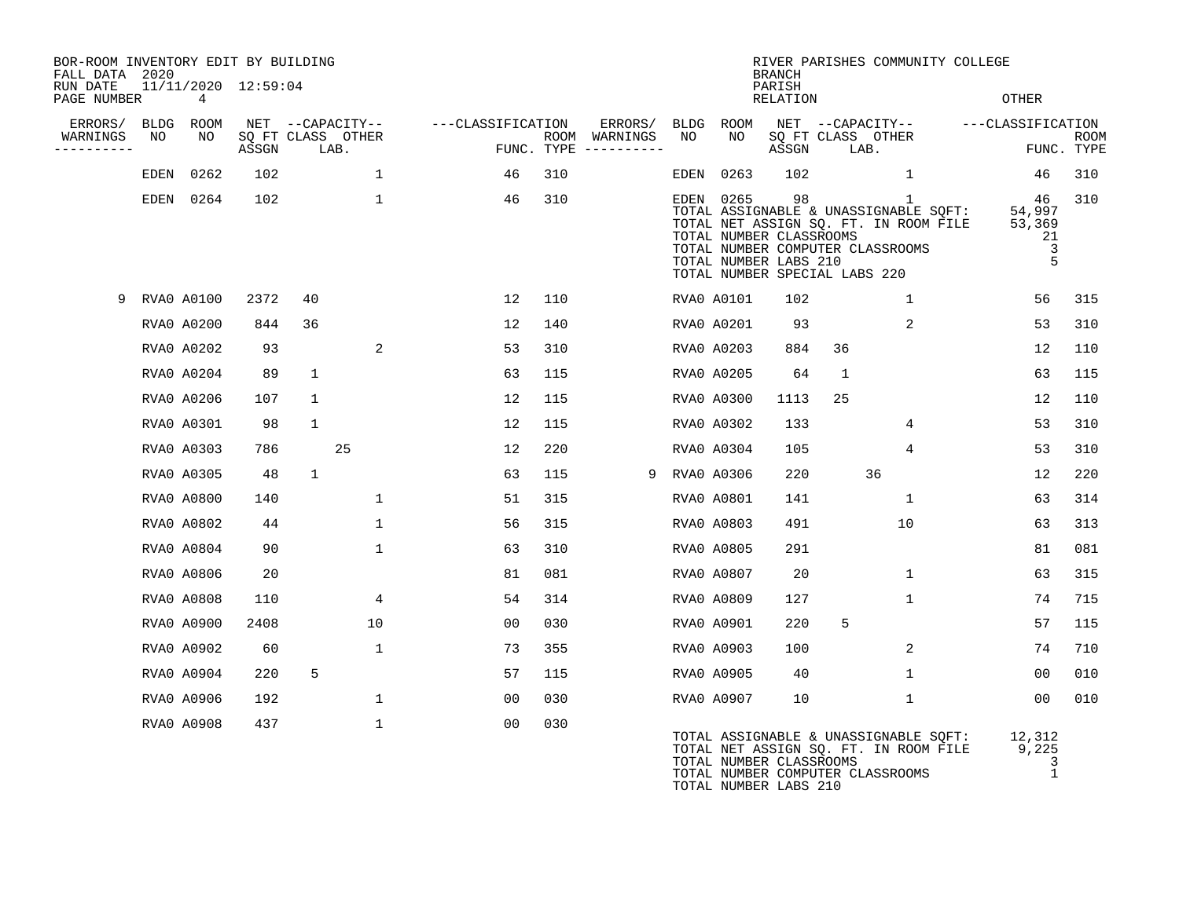BOR-ROOM INVENTORY EDIT BY BUILDING
FALL DATA 2020
RUN DATE 11/11/2020 12:59:04

RIVER PARISHES COMMUNITY COLLEGE
BRANCH
PARISH
RELATION
OTHER

| ERRORS/ WARNINGS | BLDG NO | ROOM NO | NET SQ FT ASSGN | CAPACITY CLASS | CAPACITY OTHER LAB. | CLASSIFICATION FUNC. | ROOM TYPE | ERRORS/ WARNINGS | BLDG NO | ROOM NO | NET SQ FT ASSGN | CAPACITY CLASS | CAPACITY OTHER LAB. | CLASSIFICATION FUNC. | ROOM TYPE |
|---|---|---|---|---|---|---|---|---|---|---|---|---|---|---|---|
| | EDEN | 0262 | 102 | | 1 | 46 | 310 | | EDEN | 0263 | 102 | | 1 | 46 | 310 |
| | EDEN | 0264 | 102 | | 1 | 46 | 310 | | EDEN | 0265 | 98 | | 1 | 46 | 310 |

TOTAL ASSIGNABLE & UNASSIGNABLE SQFT: 54,997
TOTAL NET ASSIGN SQ. FT. IN ROOM FILE 53,369
TOTAL NUMBER CLASSROOMS 21
TOTAL NUMBER COMPUTER CLASSROOMS 3
TOTAL NUMBER LABS 210 5
TOTAL NUMBER SPECIAL LABS 220

| ERRORS/ WARNINGS | BLDG NO | ROOM NO | NET SQ FT ASSGN | CAPACITY CLASS | CAPACITY OTHER LAB. | CLASSIFICATION FUNC. | ROOM TYPE | ERRORS/ WARNINGS | BLDG NO | ROOM NO | NET SQ FT ASSGN | CAPACITY CLASS | CAPACITY OTHER LAB. | CLASSIFICATION FUNC. | ROOM TYPE |
|---|---|---|---|---|---|---|---|---|---|---|---|---|---|---|---|
| 9 | RVA0 | A0100 | 2372 | 40 | | 12 | 110 | | RVA0 | A0101 | 102 | | 1 | 56 | 315 |
| | RVA0 | A0200 | 844 | 36 | | 12 | 140 | | RVA0 | A0201 | 93 | | 2 | 53 | 310 |
| | RVA0 | A0202 | 93 | | 2 | 53 | 310 | | RVA0 | A0203 | 884 | 36 | | 12 | 110 |
| | RVA0 | A0204 | 89 | 1 | | 63 | 115 | | RVA0 | A0205 | 64 | 1 | | 63 | 115 |
| | RVA0 | A0206 | 107 | 1 | | 12 | 115 | | RVA0 | A0300 | 1113 | 25 | | 12 | 110 |
| | RVA0 | A0301 | 98 | 1 | | 12 | 115 | | RVA0 | A0302 | 133 | | 4 | 53 | 310 |
| | RVA0 | A0303 | 786 | | 25 | 12 | 220 | | RVA0 | A0304 | 105 | | 4 | 53 | 310 |
| | RVA0 | A0305 | 48 | 1 | | 63 | 115 | 9 | RVA0 | A0306 | 220 | | 36 | 12 | 220 |
| | RVA0 | A0800 | 140 | | 1 | 51 | 315 | | RVA0 | A0801 | 141 | | 1 | 63 | 314 |
| | RVA0 | A0802 | 44 | | 1 | 56 | 315 | | RVA0 | A0803 | 491 | | 10 | 63 | 313 |
| | RVA0 | A0804 | 90 | | 1 | 63 | 310 | | RVA0 | A0805 | 291 | | | 81 | 081 |
| | RVA0 | A0806 | 20 | | | 81 | 081 | | RVA0 | A0807 | 20 | | 1 | 63 | 315 |
| | RVA0 | A0808 | 110 | | 4 | 54 | 314 | | RVA0 | A0809 | 127 | | 1 | 74 | 715 |
| | RVA0 | A0900 | 2408 | | 10 | 00 | 030 | | RVA0 | A0901 | 220 | 5 | | 57 | 115 |
| | RVA0 | A0902 | 60 | | 1 | 73 | 355 | | RVA0 | A0903 | 100 | | 2 | 74 | 710 |
| | RVA0 | A0904 | 220 | 5 | | 57 | 115 | | RVA0 | A0905 | 40 | | 1 | 00 | 010 |
| | RVA0 | A0906 | 192 | | 1 | 00 | 030 | | RVA0 | A0907 | 10 | | 1 | 00 | 010 |
| | RVA0 | A0908 | 437 | | 1 | 00 | 030 | | | | | | | | |

TOTAL ASSIGNABLE & UNASSIGNABLE SQFT: 12,312
TOTAL NET ASSIGN SQ. FT. IN ROOM FILE 9,225
TOTAL NUMBER CLASSROOMS 3
TOTAL NUMBER COMPUTER CLASSROOMS 1
TOTAL NUMBER LABS 210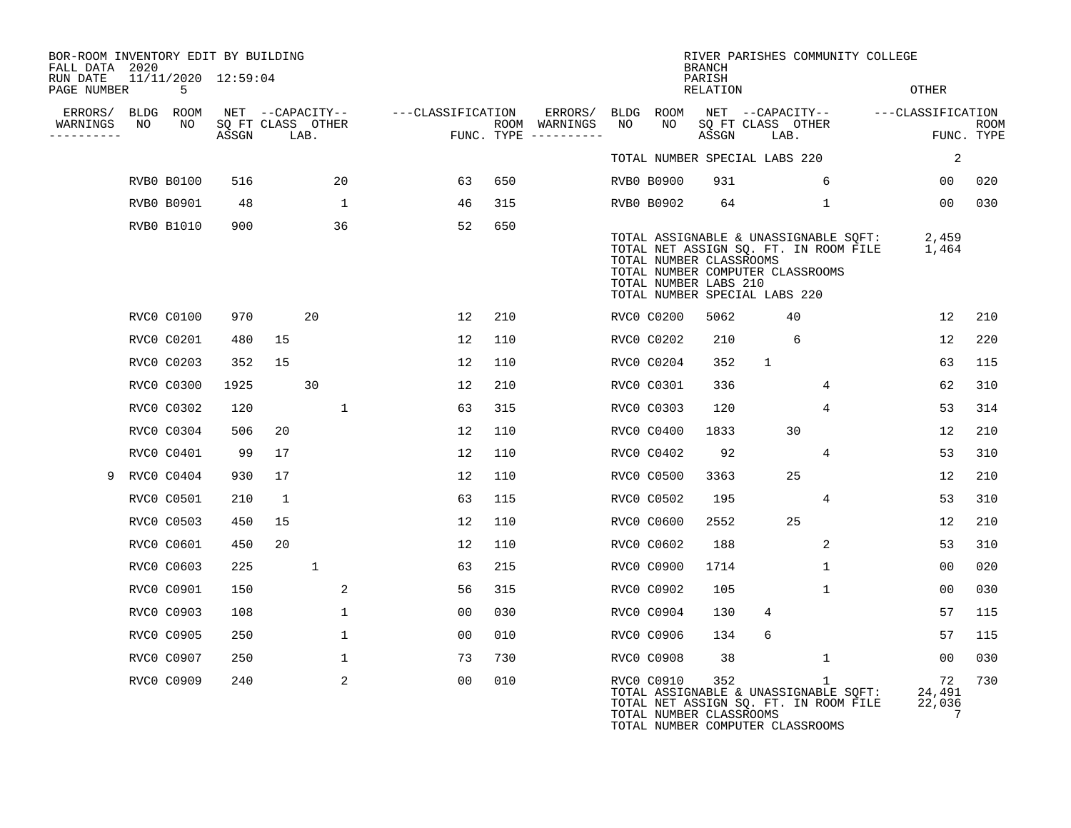BOR-ROOM INVENTORY EDIT BY BUILDING
FALL DATA 2020
RUN DATE 11/11/2020 12:59:04
PAGE NUMBER 5

RIVER PARISHES COMMUNITY COLLEGE
BRANCH
PARISH
RELATION
OTHER

| ERRORS/ WARNINGS | BLDG NO | ROOM NO | NET SQ FT ASSGN | CAPACITY CLASS | CAPACITY LAB. | CAPACITY OTHER | CLASSIFICATION FUNC. | ROOM TYPE | ERRORS/ WARNINGS | BLDG NO | ROOM NO | NET SQ FT ASSGN | CAPACITY CLASS | CAPACITY LAB. | CAPACITY OTHER | CLASSIFICATION FUNC. | ROOM TYPE |
|---|---|---|---|---|---|---|---|---|---|---|---|---|---|---|---|---|---|
| | | | | | | | | | | TOTAL NUMBER SPECIAL LABS 220 | | | | | | 2 | |
| | RVB0 | B0100 | 516 | | | 20 | 63 | 650 | | RVB0 | B0900 | 931 | | | 6 | 00 | 020 |
| | RVB0 | B0901 | 48 | | | 1 | 46 | 315 | | RVB0 | B0902 | 64 | | | 1 | 00 | 030 |
| | RVB0 | B1010 | 900 | | | 36 | 52 | 650 | | | | | | | | | |
| | | | | | | | | | | TOTAL ASSIGNABLE & UNASSIGNABLE SQFT: | | | | | | 2,459 | |
| | | | | | | | | | | TOTAL NET ASSIGN SQ. FT. IN ROOM FILE | | | | | | 1,464 | |
| | | | | | | | | | | TOTAL NUMBER CLASSROOMS | | | | | | | |
| | | | | | | | | | | TOTAL NUMBER COMPUTER CLASSROOMS | | | | | | | |
| | | | | | | | | | | TOTAL NUMBER LABS 210 | | | | | | | |
| | | | | | | | | | | TOTAL NUMBER SPECIAL LABS 220 | | | | | | | |
| | RVC0 | C0100 | 970 | | 20 | | 12 | 210 | | RVC0 | C0200 | 5062 | | 40 | | 12 | 210 |
| | RVC0 | C0201 | 480 | 15 | | | 12 | 110 | | RVC0 | C0202 | 210 | | 6 | | 12 | 220 |
| | RVC0 | C0203 | 352 | 15 | | | 12 | 110 | | RVC0 | C0204 | 352 | 1 | | | 63 | 115 |
| | RVC0 | C0300 | 1925 | | 30 | | 12 | 210 | | RVC0 | C0301 | 336 | | | 4 | 62 | 310 |
| | RVC0 | C0302 | 120 | | | 1 | 63 | 315 | | RVC0 | C0303 | 120 | | | 4 | 53 | 314 |
| | RVC0 | C0304 | 506 | 20 | | | 12 | 110 | | RVC0 | C0400 | 1833 | | 30 | | 12 | 210 |
| | RVC0 | C0401 | 99 | 17 | | | 12 | 110 | | RVC0 | C0402 | 92 | | | 4 | 53 | 310 |
| 9 | RVC0 | C0404 | 930 | 17 | | | 12 | 110 | | RVC0 | C0500 | 3363 | | 25 | | 12 | 210 |
| | RVC0 | C0501 | 210 | 1 | | | 63 | 115 | | RVC0 | C0502 | 195 | | | 4 | 53 | 310 |
| | RVC0 | C0503 | 450 | 15 | | | 12 | 110 | | RVC0 | C0600 | 2552 | | 25 | | 12 | 210 |
| | RVC0 | C0601 | 450 | 20 | | | 12 | 110 | | RVC0 | C0602 | 188 | | | 2 | 53 | 310 |
| | RVC0 | C0603 | 225 | | 1 | | 63 | 215 | | RVC0 | C0900 | 1714 | | | 1 | 00 | 020 |
| | RVC0 | C0901 | 150 | | | 2 | 56 | 315 | | RVC0 | C0902 | 105 | | | 1 | 00 | 030 |
| | RVC0 | C0903 | 108 | | | 1 | 00 | 030 | | RVC0 | C0904 | 130 | 4 | | | 57 | 115 |
| | RVC0 | C0905 | 250 | | | 1 | 00 | 010 | | RVC0 | C0906 | 134 | 6 | | | 57 | 115 |
| | RVC0 | C0907 | 250 | | | 1 | 73 | 730 | | RVC0 | C0908 | 38 | | | 1 | 00 | 030 |
| | RVC0 | C0909 | 240 | | | 2 | 00 | 010 | | RVC0 | C0910 | 352 | | | 1 | 72 | 730 |
| | | | | | | | | | | TOTAL ASSIGNABLE & UNASSIGNABLE SQFT: | | | | | | 24,491 | |
| | | | | | | | | | | TOTAL NET ASSIGN SQ. FT. IN ROOM FILE | | | | | | 22,036 | |
| | | | | | | | | | | TOTAL NUMBER CLASSROOMS | | | | | | 7 | |
| | | | | | | | | | | TOTAL NUMBER COMPUTER CLASSROOMS | | | | | | | |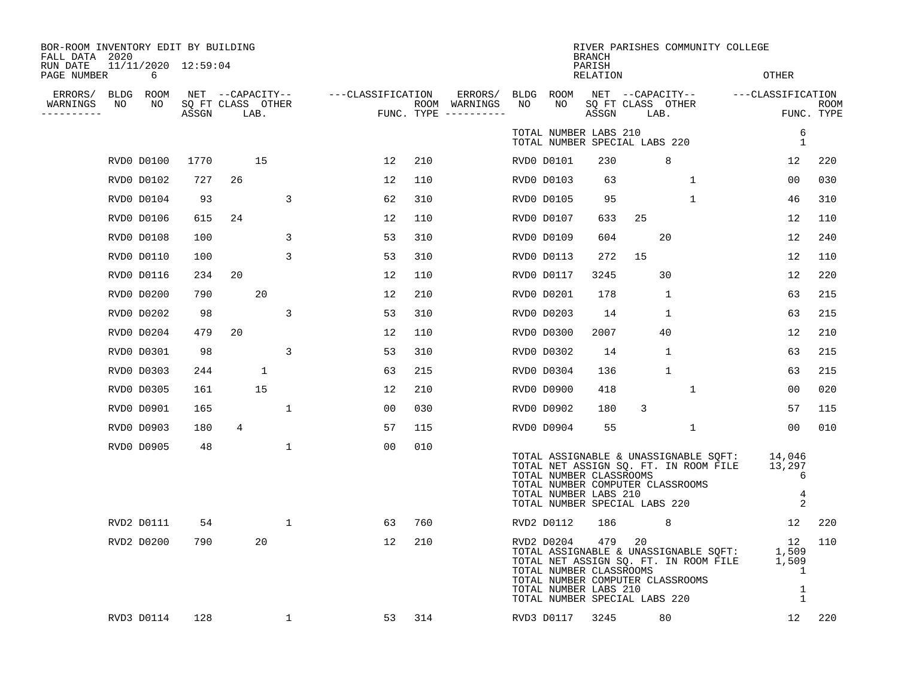BOR-ROOM INVENTORY EDIT BY BUILDING
FALL DATA 2020
RUN DATE 11/11/2020 12:59:04
PAGE NUMBER 6

RIVER PARISHES COMMUNITY COLLEGE
BRANCH
PARISH
RELATION
OTHER

| ERRORS/ WARNINGS | BLDG NO | ROOM NO | NET SQ FT ASSGN | CAPACITY CLASS | CAPACITY LAB. | CAPACITY OTHER | CLASSIFICATION FUNC. | ROOM TYPE | ERRORS/ WARNINGS | BLDG NO | ROOM NO | NET SQ FT ASSGN | CAPACITY CLASS | CAPACITY LAB. | CAPACITY OTHER | CLASSIFICATION FUNC. | ROOM TYPE |
|---|---|---|---|---|---|---|---|---|---|---|---|---|---|---|---|---|---|
| | | | | | | | | | | TOTAL NUMBER LABS 210 | | | | | | 6 | |
| | | | | | | | | | | TOTAL NUMBER SPECIAL LABS 220 | | | | | | 1 | |
| | RVD0 | D0100 | 1770 | | 15 | | 12 | 210 | | RVD0 | D0101 | 230 | | 8 | | 12 | 220 |
| | RVD0 | D0102 | 727 | 26 | | | 12 | 110 | | RVD0 | D0103 | 63 | | | 1 | 00 | 030 |
| | RVD0 | D0104 | 93 | | | 3 | 62 | 310 | | RVD0 | D0105 | 95 | | | 1 | 46 | 310 |
| | RVD0 | D0106 | 615 | 24 | | | 12 | 110 | | RVD0 | D0107 | 633 | 25 | | | 12 | 110 |
| | RVD0 | D0108 | 100 | | | 3 | 53 | 310 | | RVD0 | D0109 | 604 | | 20 | | 12 | 240 |
| | RVD0 | D0110 | 100 | | | 3 | 53 | 310 | | RVD0 | D0113 | 272 | 15 | | | 12 | 110 |
| | RVD0 | D0116 | 234 | 20 | | | 12 | 110 | | RVD0 | D0117 | 3245 | | 30 | | 12 | 220 |
| | RVD0 | D0200 | 790 | | 20 | | 12 | 210 | | RVD0 | D0201 | 178 | | 1 | | 63 | 215 |
| | RVD0 | D0202 | 98 | | | 3 | 53 | 310 | | RVD0 | D0203 | 14 | | 1 | | 63 | 215 |
| | RVD0 | D0204 | 479 | 20 | | | 12 | 110 | | RVD0 | D0300 | 2007 | | 40 | | 12 | 210 |
| | RVD0 | D0301 | 98 | | | 3 | 53 | 310 | | RVD0 | D0302 | 14 | | 1 | | 63 | 215 |
| | RVD0 | D0303 | 244 | | 1 | | 63 | 215 | | RVD0 | D0304 | 136 | | 1 | | 63 | 215 |
| | RVD0 | D0305 | 161 | | 15 | | 12 | 210 | | RVD0 | D0900 | 418 | | | 1 | 00 | 020 |
| | RVD0 | D0901 | 165 | | | 1 | 00 | 030 | | RVD0 | D0902 | 180 | 3 | | | 57 | 115 |
| | RVD0 | D0903 | 180 | 4 | | | 57 | 115 | | RVD0 | D0904 | 55 | | | 1 | 00 | 010 |
| | RVD0 | D0905 | 48 | | | 1 | 00 | 010 | | | | | | | | | |
| | | | | | | | | | | TOTAL ASSIGNABLE & UNASSIGNABLE SQFT: | | | | | | 14,046 | |
| | | | | | | | | | | TOTAL NET ASSIGN SQ. FT. IN ROOM FILE | | | | | | 13,297 | |
| | | | | | | | | | | TOTAL NUMBER CLASSROOMS | | | | | | 6 | |
| | | | | | | | | | | TOTAL NUMBER COMPUTER CLASSROOMS | | | | | | | |
| | | | | | | | | | | TOTAL NUMBER LABS 210 | | | | | | 4 | |
| | | | | | | | | | | TOTAL NUMBER SPECIAL LABS 220 | | | | | | 2 | |
| | RVD2 | D0111 | 54 | | | 1 | 63 | 760 | | RVD2 | D0112 | 186 | | 8 | | 12 | 220 |
| | RVD2 | D0200 | 790 | | 20 | | 12 | 210 | | RVD2 | D0204 | 479 | 20 | | | 12 | 110 |
| | | | | | | | | | | TOTAL ASSIGNABLE & UNASSIGNABLE SQFT: | | | | | | 1,509 | |
| | | | | | | | | | | TOTAL NET ASSIGN SQ. FT. IN ROOM FILE | | | | | | 1,509 | |
| | | | | | | | | | | TOTAL NUMBER CLASSROOMS | | | | | | 1 | |
| | | | | | | | | | | TOTAL NUMBER COMPUTER CLASSROOMS | | | | | | | |
| | | | | | | | | | | TOTAL NUMBER LABS 210 | | | | | | 1 | |
| | | | | | | | | | | TOTAL NUMBER SPECIAL LABS 220 | | | | | | 1 | |
| | RVD3 | D0114 | 128 | | | 1 | 53 | 314 | | RVD3 | D0117 | 3245 | | 80 | | 12 | 220 |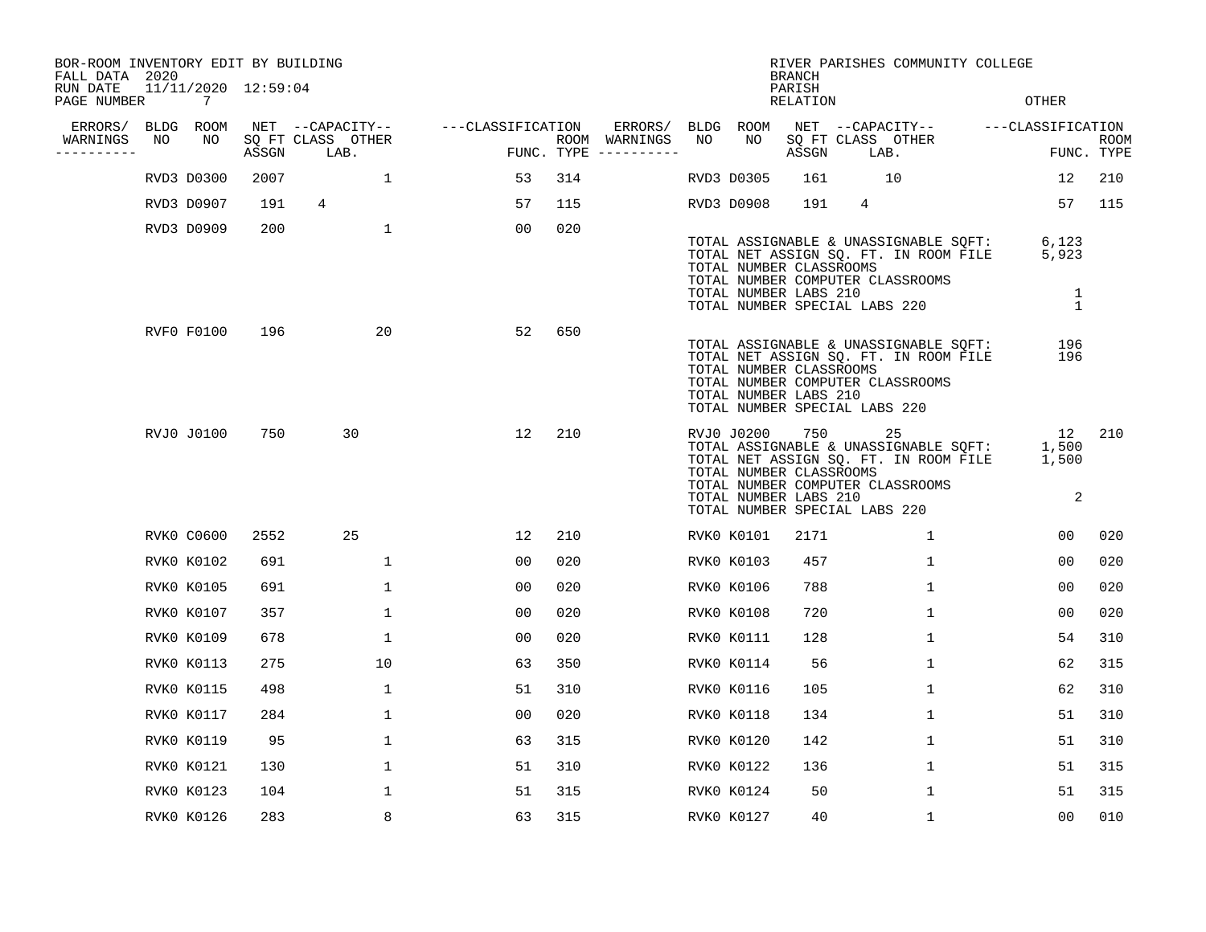BOR-ROOM INVENTORY EDIT BY BUILDING
FALL DATA 2020
RUN DATE 11/11/2020 12:59:04

RIVER PARISHES COMMUNITY COLLEGE
BRANCH
PARISH
RELATION
OTHER

| ERRORS/ WARNINGS | BLDG NO | ROOM NO | NET SQ FT ASSGN | CAPACITY CLASS LAB. | CAPACITY OTHER | CLASSIFICATION FUNC. | ROOM TYPE | ERRORS/ WARNINGS | BLDG NO | ROOM NO | NET SQ FT ASSGN | CAPACITY CLASS LAB. | CAPACITY OTHER | CLASSIFICATION FUNC. | ROOM TYPE |
|---|---|---|---|---|---|---|---|---|---|---|---|---|---|---|---|
| | RVD3 | D0300 | 2007 | | 1 | 53 | 314 | | RVD3 | D0305 | 161 | 10 | | 12 | 210 |
| | RVD3 | D0907 | 191 | 4 | | 57 | 115 | | RVD3 | D0908 | 191 | 4 | | 57 | 115 |
| | RVD3 | D0909 | 200 | | 1 | 00 | 020 | | | | | | | | |

TOTAL ASSIGNABLE & UNASSIGNABLE SQFT: 6,123
TOTAL NET ASSIGN SQ. FT. IN ROOM FILE 5,923
TOTAL NUMBER CLASSROOMS
TOTAL NUMBER COMPUTER CLASSROOMS
TOTAL NUMBER LABS 210 1
TOTAL NUMBER SPECIAL LABS 220 1

| ERRORS/ WARNINGS | BLDG NO | ROOM NO | NET SQ FT ASSGN | CAPACITY CLASS LAB. | CAPACITY OTHER | CLASSIFICATION FUNC. | ROOM TYPE |
|---|---|---|---|---|---|---|---|
| | RVF0 | F0100 | 196 | | 20 | 52 | 650 |

TOTAL ASSIGNABLE & UNASSIGNABLE SQFT: 196
TOTAL NET ASSIGN SQ. FT. IN ROOM FILE 196
TOTAL NUMBER CLASSROOMS
TOTAL NUMBER COMPUTER CLASSROOMS
TOTAL NUMBER LABS 210
TOTAL NUMBER SPECIAL LABS 220

| ERRORS/ WARNINGS | BLDG NO | ROOM NO | NET SQ FT ASSGN | CAPACITY CLASS LAB. | CAPACITY OTHER | CLASSIFICATION FUNC. | ROOM TYPE | ERRORS/ WARNINGS | BLDG NO | ROOM NO | NET SQ FT ASSGN | CAPACITY CLASS LAB. | CAPACITY OTHER | CLASSIFICATION FUNC. | ROOM TYPE |
|---|---|---|---|---|---|---|---|---|---|---|---|---|---|---|---|
| | RVJ0 | J0100 | 750 | 30 | | 12 | 210 | | RVJ0 | J0200 | 750 | 25 | | 12 | 210 |

TOTAL ASSIGNABLE & UNASSIGNABLE SQFT: 1,500
TOTAL NET ASSIGN SQ. FT. IN ROOM FILE 1,500
TOTAL NUMBER CLASSROOMS
TOTAL NUMBER COMPUTER CLASSROOMS
TOTAL NUMBER LABS 210 2
TOTAL NUMBER SPECIAL LABS 220

| ERRORS/ WARNINGS | BLDG NO | ROOM NO | NET SQ FT ASSGN | CAPACITY CLASS LAB. | CAPACITY OTHER | CLASSIFICATION FUNC. | ROOM TYPE | ERRORS/ WARNINGS | BLDG NO | ROOM NO | NET SQ FT ASSGN | CAPACITY CLASS LAB. | CAPACITY OTHER | CLASSIFICATION FUNC. | ROOM TYPE |
|---|---|---|---|---|---|---|---|---|---|---|---|---|---|---|---|
| | RVK0 | C0600 | 2552 | 25 | | 12 | 210 | | RVK0 | K0101 | 2171 | | 1 | 00 | 020 |
| | RVK0 | K0102 | 691 | | 1 | 00 | 020 | | RVK0 | K0103 | 457 | | 1 | 00 | 020 |
| | RVK0 | K0105 | 691 | | 1 | 00 | 020 | | RVK0 | K0106 | 788 | | 1 | 00 | 020 |
| | RVK0 | K0107 | 357 | | 1 | 00 | 020 | | RVK0 | K0108 | 720 | | 1 | 00 | 020 |
| | RVK0 | K0109 | 678 | | 1 | 00 | 020 | | RVK0 | K0111 | 128 | | 1 | 54 | 310 |
| | RVK0 | K0113 | 275 | | 10 | 63 | 350 | | RVK0 | K0114 | 56 | | 1 | 62 | 315 |
| | RVK0 | K0115 | 498 | | 1 | 51 | 310 | | RVK0 | K0116 | 105 | | 1 | 62 | 310 |
| | RVK0 | K0117 | 284 | | 1 | 00 | 020 | | RVK0 | K0118 | 134 | | 1 | 51 | 310 |
| | RVK0 | K0119 | 95 | | 1 | 63 | 315 | | RVK0 | K0120 | 142 | | 1 | 51 | 310 |
| | RVK0 | K0121 | 130 | | 1 | 51 | 310 | | RVK0 | K0122 | 136 | | 1 | 51 | 315 |
| | RVK0 | K0123 | 104 | | 1 | 51 | 315 | | RVK0 | K0124 | 50 | | 1 | 51 | 315 |
| | RVK0 | K0126 | 283 | | 8 | 63 | 315 | | RVK0 | K0127 | 40 | | 1 | 00 | 010 |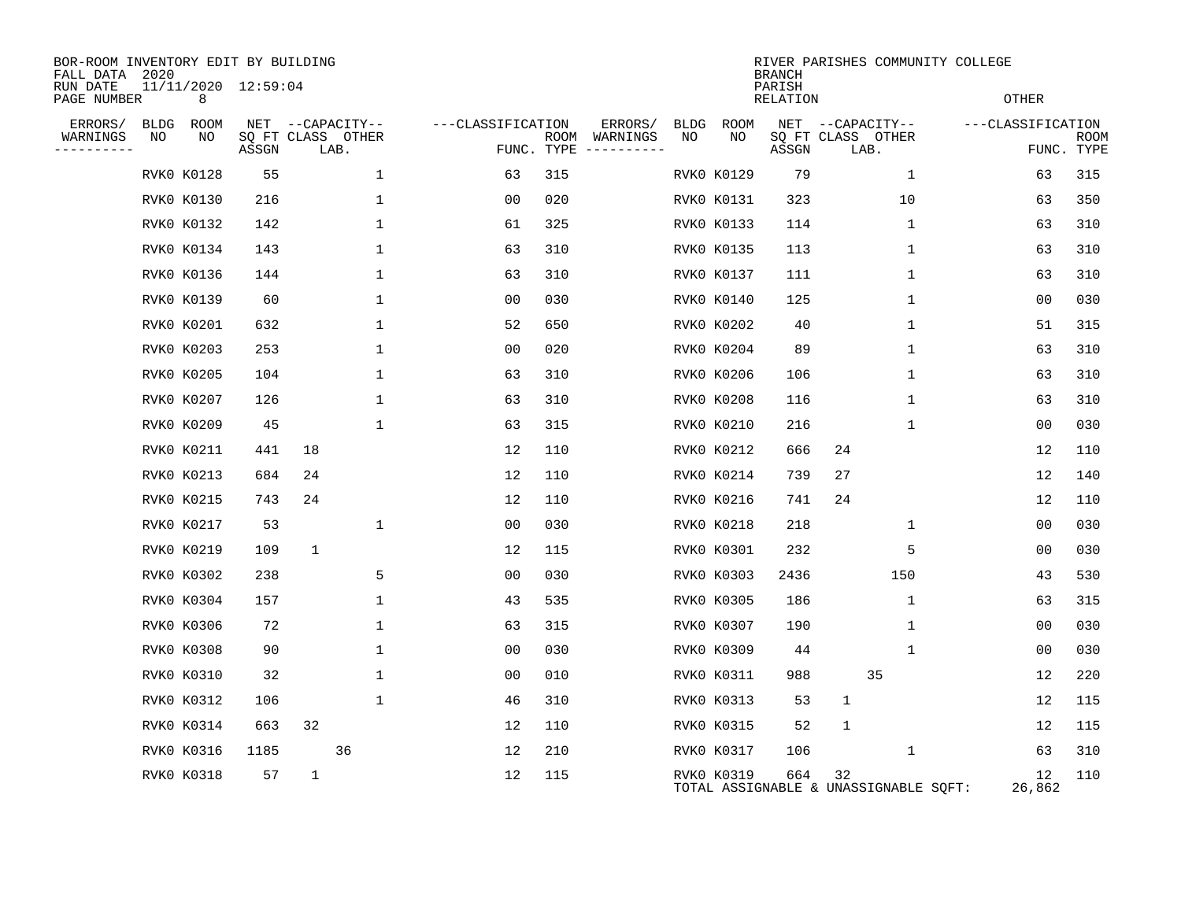BOR-ROOM INVENTORY EDIT BY BUILDING
FALL DATA 2020
RUN DATE 11/11/2020 12:59:04
PAGE NUMBER 8

RIVER PARISHES COMMUNITY COLLEGE
BRANCH
PARISH
RELATION
OTHER

| ERRORS/ WARNINGS | BLDG NO | ROOM NO | NET SQ FT ASSGN | CAPACITY CLASS | CAPACITY LAB. | CAPACITY OTHER | CLASSIFICATION FUNC. | ROOM TYPE | ERRORS/ WARNINGS | BLDG NO | ROOM NO | NET SQ FT ASSGN | CAPACITY CLASS | CAPACITY LAB. | CAPACITY OTHER | CLASSIFICATION FUNC. | ROOM TYPE |
|---|---|---|---|---|---|---|---|---|---|---|---|---|---|---|---|---|---|
| | RVK0 | K0128 | 55 | | | 1 | 63 | 315 | | RVK0 | K0129 | 79 | | | 1 | 63 | 315 |
| | RVK0 | K0130 | 216 | | | 1 | 00 | 020 | | RVK0 | K0131 | 323 | | | 10 | 63 | 350 |
| | RVK0 | K0132 | 142 | | | 1 | 61 | 325 | | RVK0 | K0133 | 114 | | | 1 | 63 | 310 |
| | RVK0 | K0134 | 143 | | | 1 | 63 | 310 | | RVK0 | K0135 | 113 | | | 1 | 63 | 310 |
| | RVK0 | K0136 | 144 | | | 1 | 63 | 310 | | RVK0 | K0137 | 111 | | | 1 | 63 | 310 |
| | RVK0 | K0139 | 60 | | | 1 | 00 | 030 | | RVK0 | K0140 | 125 | | | 1 | 00 | 030 |
| | RVK0 | K0201 | 632 | | | 1 | 52 | 650 | | RVK0 | K0202 | 40 | | | 1 | 51 | 315 |
| | RVK0 | K0203 | 253 | | | 1 | 00 | 020 | | RVK0 | K0204 | 89 | | | 1 | 63 | 310 |
| | RVK0 | K0205 | 104 | | | 1 | 63 | 310 | | RVK0 | K0206 | 106 | | | 1 | 63 | 310 |
| | RVK0 | K0207 | 126 | | | 1 | 63 | 310 | | RVK0 | K0208 | 116 | | | 1 | 63 | 310 |
| | RVK0 | K0209 | 45 | | | 1 | 63 | 315 | | RVK0 | K0210 | 216 | | | 1 | 00 | 030 |
| | RVK0 | K0211 | 441 | 18 | | | 12 | 110 | | RVK0 | K0212 | 666 | 24 | | | 12 | 110 |
| | RVK0 | K0213 | 684 | 24 | | | 12 | 110 | | RVK0 | K0214 | 739 | 27 | | | 12 | 140 |
| | RVK0 | K0215 | 743 | 24 | | | 12 | 110 | | RVK0 | K0216 | 741 | 24 | | | 12 | 110 |
| | RVK0 | K0217 | 53 | | | 1 | 00 | 030 | | RVK0 | K0218 | 218 | | | 1 | 00 | 030 |
| | RVK0 | K0219 | 109 | 1 | | | 12 | 115 | | RVK0 | K0301 | 232 | | | 5 | 00 | 030 |
| | RVK0 | K0302 | 238 | | | 5 | 00 | 030 | | RVK0 | K0303 | 2436 | | | 150 | 43 | 530 |
| | RVK0 | K0304 | 157 | | | 1 | 43 | 535 | | RVK0 | K0305 | 186 | | | 1 | 63 | 315 |
| | RVK0 | K0306 | 72 | | | 1 | 63 | 315 | | RVK0 | K0307 | 190 | | | 1 | 00 | 030 |
| | RVK0 | K0308 | 90 | | | 1 | 00 | 030 | | RVK0 | K0309 | 44 | | | 1 | 00 | 030 |
| | RVK0 | K0310 | 32 | | | 1 | 00 | 010 | | RVK0 | K0311 | 988 | | 35 | | 12 | 220 |
| | RVK0 | K0312 | 106 | | | 1 | 46 | 310 | | RVK0 | K0313 | 53 | 1 | | | 12 | 115 |
| | RVK0 | K0314 | 663 | 32 | | | 12 | 110 | | RVK0 | K0315 | 52 | 1 | | | 12 | 115 |
| | RVK0 | K0316 | 1185 | | 36 | | 12 | 210 | | RVK0 | K0317 | 106 | | | 1 | 63 | 310 |
| | RVK0 | K0318 | 57 | 1 | | | 12 | 115 | | RVK0 | K0319 | 664 | 32 | | | 12 | 110 |

TOTAL ASSIGNABLE & UNASSIGNABLE SQFT: 26,862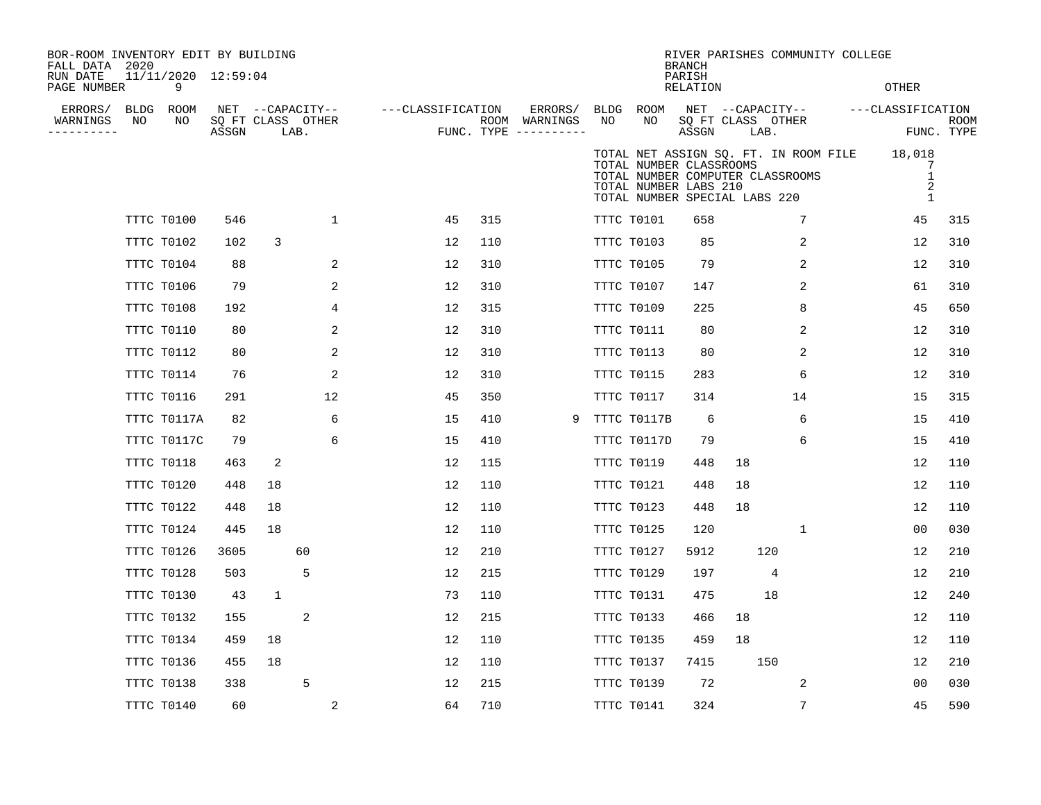BOR-ROOM INVENTORY EDIT BY BUILDING
FALL DATA 2020
RUN DATE 11/11/2020 12:59:04
PAGE NUMBER 9

RIVER PARISHES COMMUNITY COLLEGE
BRANCH
PARISH
RELATION
OTHER

TOTAL NET ASSIGN SQ. FT. IN ROOM FILE 18,018
TOTAL NUMBER CLASSROOMS 7
TOTAL NUMBER COMPUTER CLASSROOMS 1
TOTAL NUMBER LABS 210 2
TOTAL NUMBER SPECIAL LABS 220 1

| ERRORS/ WARNINGS | BLDG NO | ROOM NO | NET SQ FT ASSGN | CAPACITY CLASS | CAPACITY LAB. | CAPACITY OTHER | CLASSIFICATION FUNC. | ROOM TYPE | ERRORS/ WARNINGS | BLDG NO | ROOM NO | NET SQ FT ASSGN | CAPACITY CLASS | CAPACITY LAB. | CAPACITY OTHER | CLASSIFICATION FUNC. | ROOM TYPE |
|---|---|---|---|---|---|---|---|---|---|---|---|---|---|---|---|---|---|
| | TTTC | T0100 | 546 | | | 1 | 45 | 315 | | TTTC | T0101 | 658 | | | 7 | 45 | 315 |
| | TTTC | T0102 | 102 | 3 | | | 12 | 110 | | TTTC | T0103 | 85 | | | 2 | 12 | 310 |
| | TTTC | T0104 | 88 | | | 2 | 12 | 310 | | TTTC | T0105 | 79 | | | 2 | 12 | 310 |
| | TTTC | T0106 | 79 | | | 2 | 12 | 310 | | TTTC | T0107 | 147 | | | 2 | 61 | 310 |
| | TTTC | T0108 | 192 | | | 4 | 12 | 315 | | TTTC | T0109 | 225 | | | 8 | 45 | 650 |
| | TTTC | T0110 | 80 | | | 2 | 12 | 310 | | TTTC | T0111 | 80 | | | 2 | 12 | 310 |
| | TTTC | T0112 | 80 | | | 2 | 12 | 310 | | TTTC | T0113 | 80 | | | 2 | 12 | 310 |
| | TTTC | T0114 | 76 | | | 2 | 12 | 310 | | TTTC | T0115 | 283 | | | 6 | 12 | 310 |
| | TTTC | T0116 | 291 | | | 12 | 45 | 350 | | TTTC | T0117 | 314 | | | 14 | 15 | 315 |
| | TTTC | T0117A | 82 | | | 6 | 15 | 410 | 9 | TTTC | T0117B | 6 | | | 6 | 15 | 410 |
| | TTTC | T0117C | 79 | | | 6 | 15 | 410 | | TTTC | T0117D | 79 | | | 6 | 15 | 410 |
| | TTTC | T0118 | 463 | 2 | | | 12 | 115 | | TTTC | T0119 | 448 | 18 | | | 12 | 110 |
| | TTTC | T0120 | 448 | 18 | | | 12 | 110 | | TTTC | T0121 | 448 | 18 | | | 12 | 110 |
| | TTTC | T0122 | 448 | 18 | | | 12 | 110 | | TTTC | T0123 | 448 | 18 | | | 12 | 110 |
| | TTTC | T0124 | 445 | 18 | | | 12 | 110 | | TTTC | T0125 | 120 | | | 1 | 00 | 030 |
| | TTTC | T0126 | 3605 | | 60 | | 12 | 210 | | TTTC | T0127 | 5912 | | 120 | | 12 | 210 |
| | TTTC | T0128 | 503 | | 5 | | 12 | 215 | | TTTC | T0129 | 197 | | 4 | | 12 | 210 |
| | TTTC | T0130 | 43 | 1 | | | 73 | 110 | | TTTC | T0131 | 475 | | 18 | | 12 | 240 |
| | TTTC | T0132 | 155 | | 2 | | 12 | 215 | | TTTC | T0133 | 466 | 18 | | | 12 | 110 |
| | TTTC | T0134 | 459 | 18 | | | 12 | 110 | | TTTC | T0135 | 459 | 18 | | | 12 | 110 |
| | TTTC | T0136 | 455 | 18 | | | 12 | 110 | | TTTC | T0137 | 7415 | | 150 | | 12 | 210 |
| | TTTC | T0138 | 338 | | 5 | | 12 | 215 | | TTTC | T0139 | 72 | | | 2 | 00 | 030 |
| | TTTC | T0140 | 60 | | | 2 | 64 | 710 | | TTTC | T0141 | 324 | | | 7 | 45 | 590 |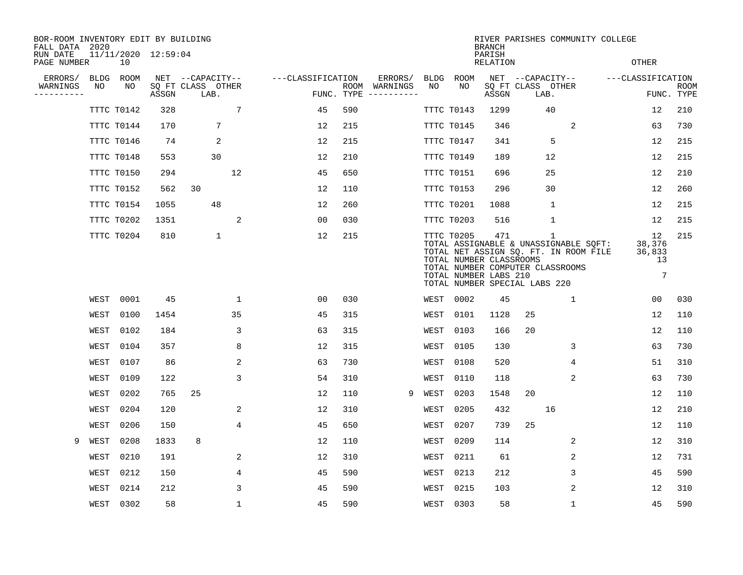BOR-ROOM INVENTORY EDIT BY BUILDING
FALL DATA 2020
RUN DATE 11/11/2020 12:59:04
PAGE NUMBER 10

RIVER PARISHES COMMUNITY COLLEGE
BRANCH
PARISH
RELATION
OTHER

| ERRORS/ WARNINGS | BLDG NO | ROOM NO | NET SQ FT ASSGN | CAPACITY CLASS | CAPACITY LAB. | CAPACITY OTHER | FUNC. | ROOM TYPE | ERRORS/ WARNINGS | BLDG NO | ROOM NO | NET SQ FT ASSGN | CAPACITY CLASS | CAPACITY LAB. | CAPACITY OTHER | FUNC. | ROOM TYPE |
|---|---|---|---|---|---|---|---|---|---|---|---|---|---|---|---|---|---|
| | TTTC | T0142 | 328 | | | 7 | 45 | 590 | | TTTC | T0143 | 1299 | | 40 | | 12 | 210 |
| | TTTC | T0144 | 170 | | 7 | | 12 | 215 | | TTTC | T0145 | 346 | | | 2 | 63 | 730 |
| | TTTC | T0146 | 74 | | 2 | | 12 | 215 | | TTTC | T0147 | 341 | | 5 | | 12 | 215 |
| | TTTC | T0148 | 553 | | 30 | | 12 | 210 | | TTTC | T0149 | 189 | | 12 | | 12 | 215 |
| | TTTC | T0150 | 294 | | | 12 | 45 | 650 | | TTTC | T0151 | 696 | | 25 | | 12 | 210 |
| | TTTC | T0152 | 562 | 30 | | | 12 | 110 | | TTTC | T0153 | 296 | | 30 | | 12 | 260 |
| | TTTC | T0154 | 1055 | | 48 | | 12 | 260 | | TTTC | T0201 | 1088 | | 1 | | 12 | 215 |
| | TTTC | T0202 | 1351 | | | 2 | 00 | 030 | | TTTC | T0203 | 516 | | 1 | | 12 | 215 |
| | TTTC | T0204 | 810 | | 1 | | 12 | 215 | | TTTC | T0205 | 471 | | 1 | | 12 | 215 |

TOTAL ASSIGNABLE & UNASSIGNABLE SQFT: 38,376
TOTAL NET ASSIGN SQ. FT. IN ROOM FILE 36,833
TOTAL NUMBER CLASSROOMS 13
TOTAL NUMBER COMPUTER CLASSROOMS
TOTAL NUMBER LABS 210 7
TOTAL NUMBER SPECIAL LABS 220

| ERRORS/ WARNINGS | BLDG NO | ROOM NO | NET SQ FT ASSGN | CAPACITY CLASS | CAPACITY LAB. | CAPACITY OTHER | FUNC. | ROOM TYPE | ERRORS/ WARNINGS | BLDG NO | ROOM NO | NET SQ FT ASSGN | CAPACITY CLASS | CAPACITY LAB. | CAPACITY OTHER | FUNC. | ROOM TYPE |
|---|---|---|---|---|---|---|---|---|---|---|---|---|---|---|---|---|---|
| | WEST | 0001 | 45 | | | 1 | 00 | 030 | | WEST | 0002 | 45 | | | 1 | 00 | 030 |
| | WEST | 0100 | 1454 | | | 35 | 45 | 315 | | WEST | 0101 | 1128 | 25 | | | 12 | 110 |
| | WEST | 0102 | 184 | | | 3 | 63 | 315 | | WEST | 0103 | 166 | 20 | | | 12 | 110 |
| | WEST | 0104 | 357 | | | 8 | 12 | 315 | | WEST | 0105 | 130 | | | 3 | 63 | 730 |
| | WEST | 0107 | 86 | | | 2 | 63 | 730 | | WEST | 0108 | 520 | | | 4 | 51 | 310 |
| | WEST | 0109 | 122 | | | 3 | 54 | 310 | | WEST | 0110 | 118 | | | 2 | 63 | 730 |
| | WEST | 0202 | 765 | 25 | | | 12 | 110 | 9 | WEST | 0203 | 1548 | 20 | | | 12 | 110 |
| | WEST | 0204 | 120 | | | 2 | 12 | 310 | | WEST | 0205 | 432 | | 16 | | 12 | 210 |
| | WEST | 0206 | 150 | | | 4 | 45 | 650 | | WEST | 0207 | 739 | 25 | | | 12 | 110 |
| 9 | WEST | 0208 | 1833 | 8 | | | 12 | 110 | | WEST | 0209 | 114 | | | 2 | 12 | 310 |
| | WEST | 0210 | 191 | | | 2 | 12 | 310 | | WEST | 0211 | 61 | | | 2 | 12 | 731 |
| | WEST | 0212 | 150 | | | 4 | 45 | 590 | | WEST | 0213 | 212 | | | 3 | 45 | 590 |
| | WEST | 0214 | 212 | | | 3 | 45 | 590 | | WEST | 0215 | 103 | | | 2 | 12 | 310 |
| | WEST | 0302 | 58 | | | 1 | 45 | 590 | | WEST | 0303 | 58 | | | 1 | 45 | 590 |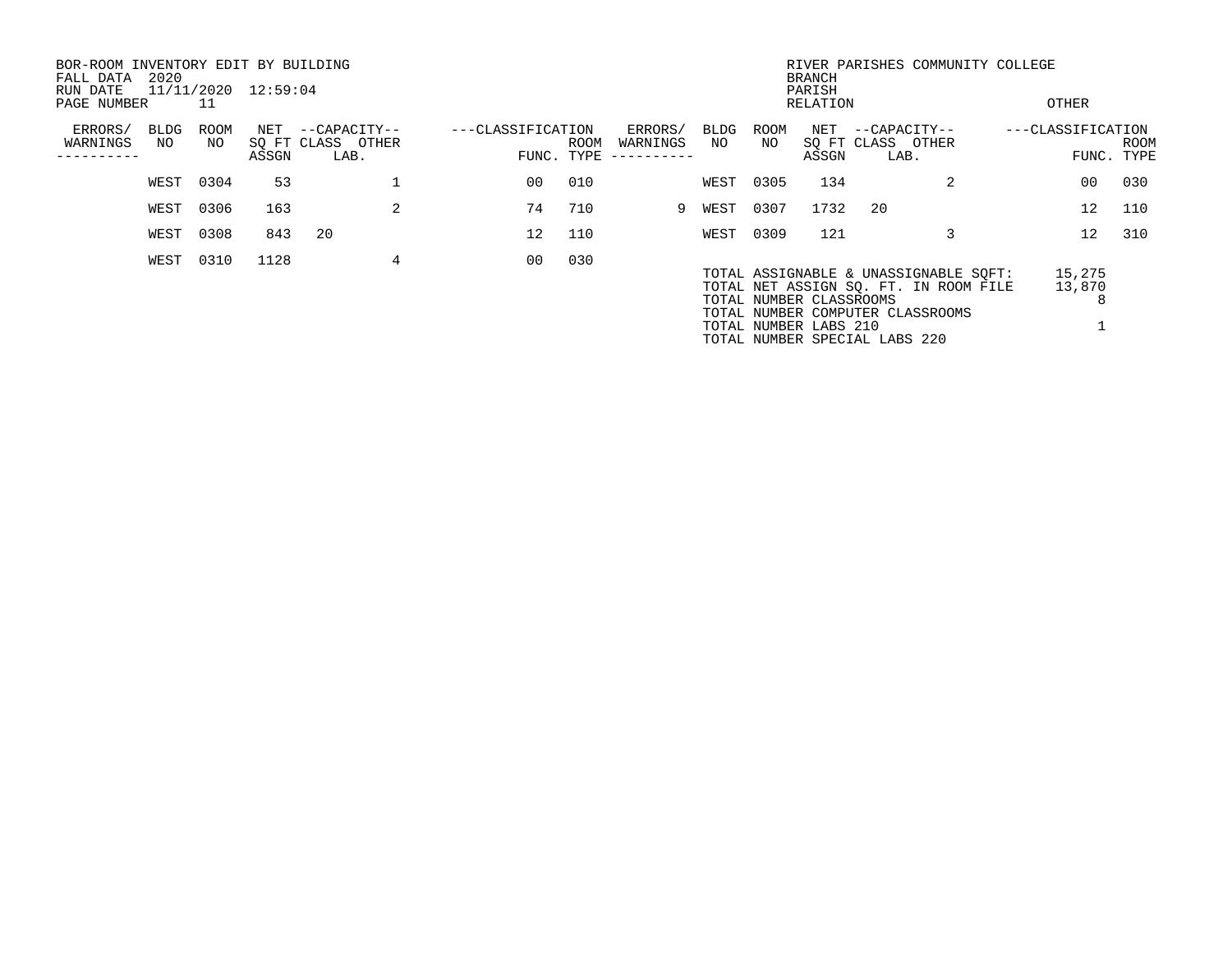BOR-ROOM INVENTORY EDIT BY BUILDING
FALL DATA 2020
RUN DATE 11/11/2020 12:59:04
PAGE NUMBER 11

RIVER PARISHES COMMUNITY COLLEGE
BRANCH
PARISH
RELATION
OTHER

| ERRORS/ WARNINGS | BLDG NO | ROOM NO | NET SQ FT ASSGN | CAPACITY CLASS | CAPACITY OTHER LAB. | CLASSIFICATION FUNC. | ROOM TYPE | ERRORS/ WARNINGS | BLDG NO | ROOM NO | NET SQ FT ASSGN | CAPACITY CLASS | CAPACITY OTHER LAB. | CLASSIFICATION FUNC. | ROOM TYPE |
|---|---|---|---|---|---|---|---|---|---|---|---|---|---|---|---|
| | WEST | 0304 | 53 | | 1 | 00 | 010 | | WEST | 0305 | 134 | | 2 | 00 | 030 |
| | WEST | 0306 | 163 | | 2 | 74 | 710 | 9 | WEST | 0307 | 1732 | 20 | | 12 | 110 |
| | WEST | 0308 | 843 | 20 | | 12 | 110 | | WEST | 0309 | 121 | | 3 | 12 | 310 |
| | WEST | 0310 | 1128 | | 4 | 00 | 030 | | | | | | | | |

| | |
|---|---|
| TOTAL ASSIGNABLE & UNASSIGNABLE SQFT: | 15,275 |
| TOTAL NET ASSIGN SQ. FT. IN ROOM FILE | 13,870 |
| TOTAL NUMBER CLASSROOMS | 8 |
| TOTAL NUMBER COMPUTER CLASSROOMS | |
| TOTAL NUMBER LABS 210 | 1 |
| TOTAL NUMBER SPECIAL LABS 220 | |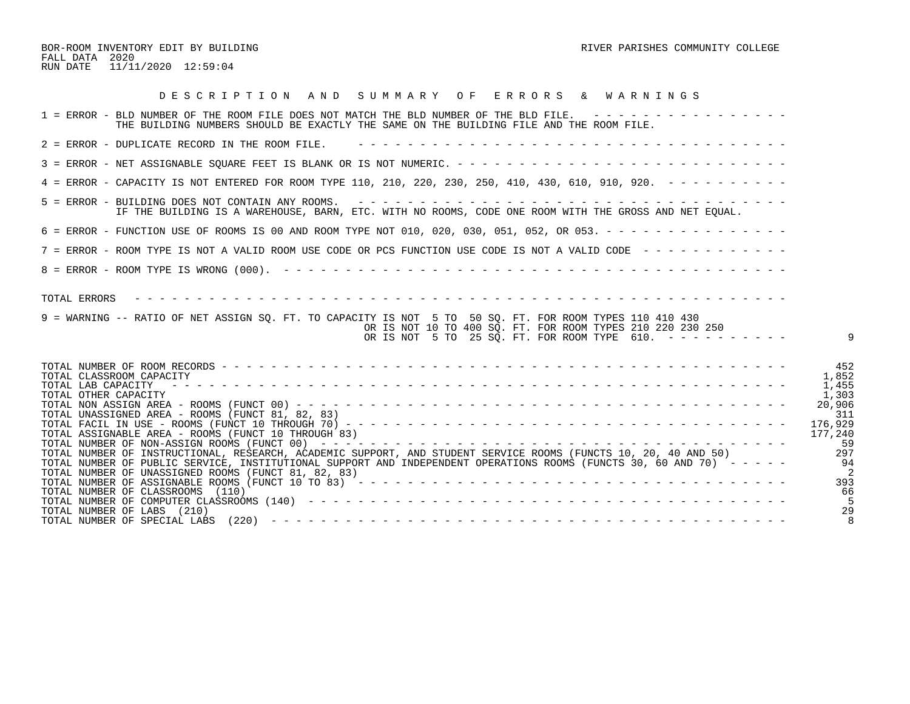BOR-ROOM INVENTORY EDIT BY BUILDING
FALL DATA 2020
RUN DATE 11/11/2020 12:59:04

RIVER PARISHES COMMUNITY COLLEGE

## D E S C R I P T I O N   A N D   S U M M A R Y   O F   E R R O R S   &   W A R N I N G S

| | |
|---|---|
| 1 = ERROR - BLD NUMBER OF THE ROOM FILE DOES NOT MATCH THE BLD NUMBER OF THE BLD FILE. THE BUILDING NUMBERS SHOULD BE EXACTLY THE SAME ON THE BUILDING FILE AND THE ROOM FILE. | |
| 2 = ERROR - DUPLICATE RECORD IN THE ROOM FILE. | |
| 3 = ERROR - NET ASSIGNABLE SQUARE FEET IS BLANK OR IS NOT NUMERIC. | |
| 4 = ERROR - CAPACITY IS NOT ENTERED FOR ROOM TYPE 110, 210, 220, 230, 250, 410, 430, 610, 910, 920. | |
| 5 = ERROR - BUILDING DOES NOT CONTAIN ANY ROOMS. IF THE BUILDING IS A WAREHOUSE, BARN, ETC. WITH NO ROOMS, CODE ONE ROOM WITH THE GROSS AND NET EQUAL. | |
| 6 = ERROR - FUNCTION USE OF ROOMS IS 00 AND ROOM TYPE NOT 010, 020, 030, 051, 052, OR 053. | |
| 7 = ERROR - ROOM TYPE IS NOT A VALID ROOM USE CODE OR PCS FUNCTION USE CODE IS NOT A VALID CODE | |
| 8 = ERROR - ROOM TYPE IS WRONG (000). | |
| TOTAL ERRORS | |
| 9 = WARNING -- RATIO OF NET ASSIGN SQ. FT. TO CAPACITY IS NOT 5 TO 50 SQ. FT. FOR ROOM TYPES 110 410 430 OR IS NOT 10 TO 400 SQ. FT. FOR ROOM TYPES 210 220 230 250 OR IS NOT 5 TO 25 SQ. FT. FOR ROOM TYPE 610. | 9 |

| | |
|---|---|
| TOTAL NUMBER OF ROOM RECORDS | 452 |
| TOTAL CLASSROOM CAPACITY | 1,852 |
| TOTAL LAB CAPACITY | 1,455 |
| TOTAL OTHER CAPACITY | 1,303 |
| TOTAL NON ASSIGN AREA - ROOMS (FUNCT 00) | 20,906 |
| TOTAL UNASSIGNED AREA - ROOMS (FUNCT 81, 82, 83) | 311 |
| TOTAL FACIL IN USE - ROOMS (FUNCT 10 THROUGH 70) | 176,929 |
| TOTAL ASSIGNABLE AREA - ROOMS (FUNCT 10 THROUGH 83) | 177,240 |
| TOTAL NUMBER OF NON-ASSIGN ROOMS (FUNCT 00) | 59 |
| TOTAL NUMBER OF INSTRUCTIONAL, RESEARCH, ACADEMIC SUPPORT, AND STUDENT SERVICE ROOMS (FUNCTS 10, 20, 40 AND 50) | 297 |
| TOTAL NUMBER OF PUBLIC SERVICE, INSTITUTIONAL SUPPORT AND INDEPENDENT OPERATIONS ROOMS (FUNCTS 30, 60 AND 70) | 94 |
| TOTAL NUMBER OF UNASSIGNED ROOMS (FUNCT 81, 82, 83) | 2 |
| TOTAL NUMBER OF ASSIGNABLE ROOMS (FUNCT 10 TO 83) | 393 |
| TOTAL NUMBER OF CLASSROOMS (110) | 66 |
| TOTAL NUMBER OF COMPUTER CLASSROOMS (140) | 5 |
| TOTAL NUMBER OF LABS (210) | 29 |
| TOTAL NUMBER OF SPECIAL LABS (220) | 8 |